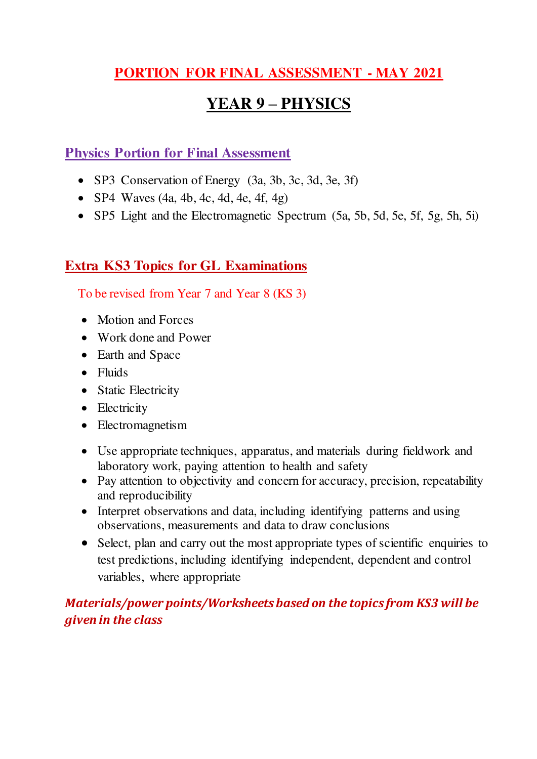# PORTION FOR FINAL ASSESSMENT - MAY 2021

## YEAR 9 – PHYSICS

### Physics Portion for Final Assessment

- SP3 Conservation of Energy (3a, 3b, 3c, 3d, 3e, 3f)
- SP4 Waves (4a, 4b, 4c, 4d, 4e, 4f, 4g)
- SP5 Light and the Electromagnetic Spectrum (5a, 5b, 5d, 5e, 5f, 5g, 5h, 5i)

### Extra KS3 Topics for GL Examinations

To be revised from Year 7 and Year 8 (KS 3)

- Motion and Forces
- Work done and Power
- Earth and Space
- Fluids
- Static Electricity
- Electricity
- Electromagnetism

- Use appropriate techniques, apparatus, and materials during fieldwork and laboratory work, paying attention to health and safety
- Pay attention to objectivity and concern for accuracy, precision, repeatability and reproducibility
- Interpret observations and data, including identifying patterns and using observations, measurements and data to draw conclusions
- Select, plan and carry out the most appropriate types of scientific enquiries to test predictions, including identifying independent, dependent and control variables, where appropriate

***Materials/power points/Worksheets based on the topics from KS3 will be given in the class***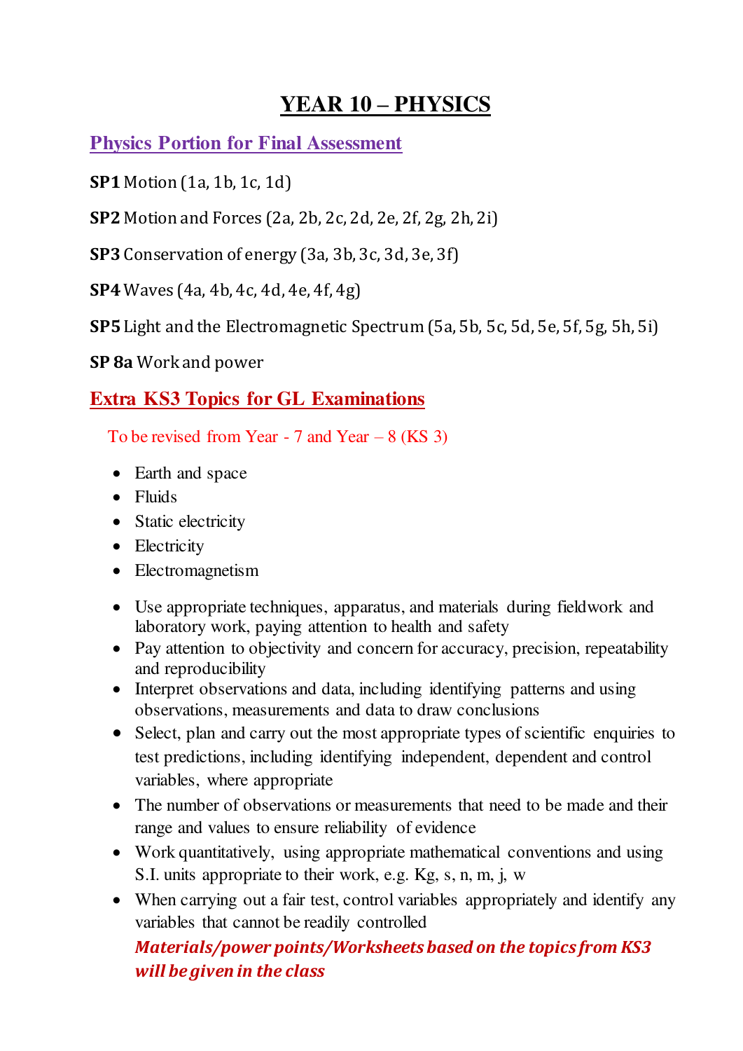# YEAR 10 – PHYSICS

## Physics Portion for Final Assessment

**SP1** Motion (1a, 1b, 1c, 1d)

**SP2** Motion and Forces (2a, 2b, 2c, 2d, 2e, 2f, 2g, 2h, 2i)

**SP3** Conservation of energy (3a, 3b, 3c, 3d, 3e, 3f)

**SP4** Waves (4a, 4b, 4c, 4d, 4e, 4f, 4g)

**SP5** Light and the Electromagnetic Spectrum (5a, 5b, 5c, 5d, 5e, 5f, 5g, 5h, 5i)

**SP 8a** Work and power

## Extra KS3 Topics for GL Examinations

To be revised from Year - 7 and Year – 8 (KS 3)

- Earth and space
- Fluids
- Static electricity
- Electricity
- Electromagnetism

- Use appropriate techniques, apparatus, and materials during fieldwork and laboratory work, paying attention to health and safety
- Pay attention to objectivity and concern for accuracy, precision, repeatability and reproducibility
- Interpret observations and data, including identifying patterns and using observations, measurements and data to draw conclusions
- Select, plan and carry out the most appropriate types of scientific enquiries to test predictions, including identifying independent, dependent and control variables, where appropriate
- The number of observations or measurements that need to be made and their range and values to ensure reliability of evidence
- Work quantitatively, using appropriate mathematical conventions and using S.I. units appropriate to their work, e.g. Kg, s, n, m, j, w
- When carrying out a fair test, control variables appropriately and identify any variables that cannot be readily controlled

***Materials/power points/Worksheets based on the topics from KS3 will be given in the class***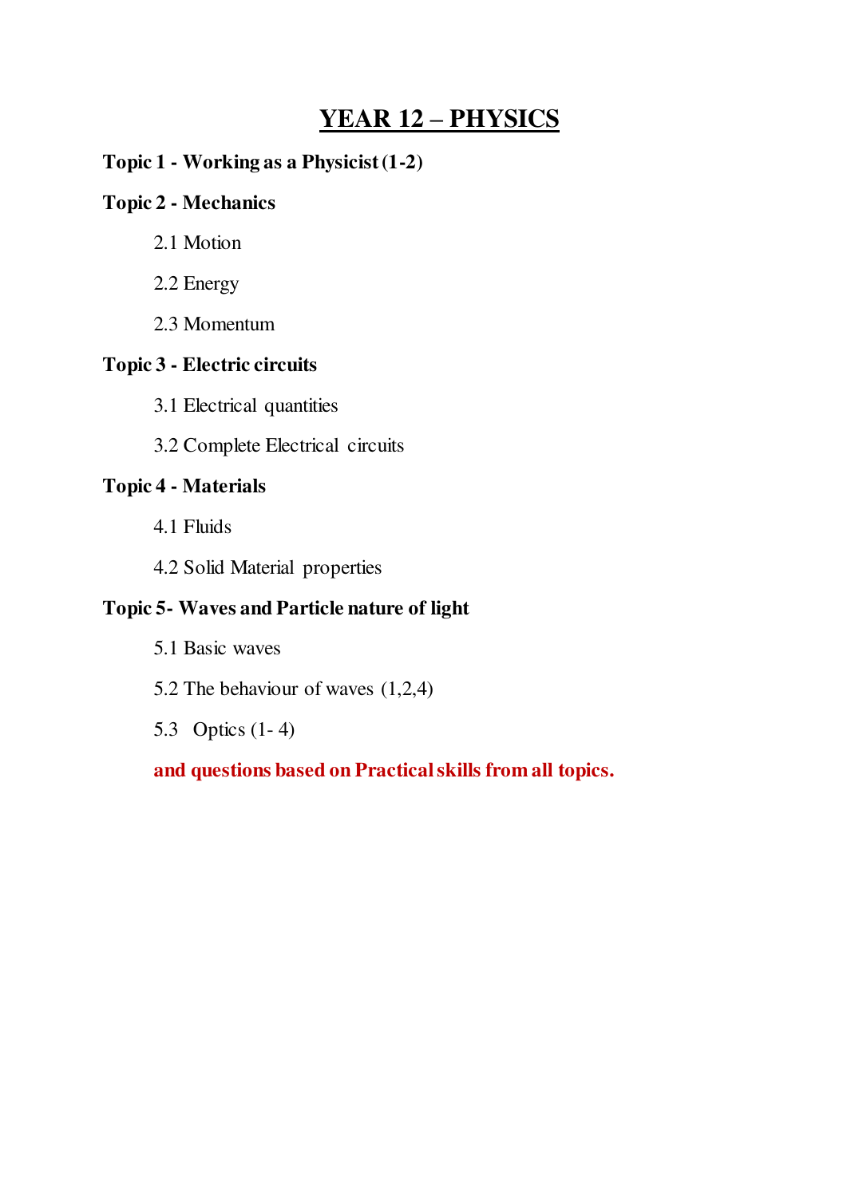# YEAR 12 – PHYSICS

**Topic 1 - Working as a Physicist (1-2)**

**Topic 2 - Mechanics**

- 2.1 Motion
- 2.2 Energy
- 2.3 Momentum

**Topic 3 - Electric circuits**

- 3.1 Electrical quantities
- 3.2 Complete Electrical circuits

**Topic 4 - Materials**

- 4.1 Fluids
- 4.2 Solid Material properties

**Topic 5- Waves and Particle nature of light**

- 5.1 Basic waves
- 5.2 The behaviour of waves (1,2,4)
- 5.3 Optics (1- 4)

**and questions based on Practical skills from all topics.**